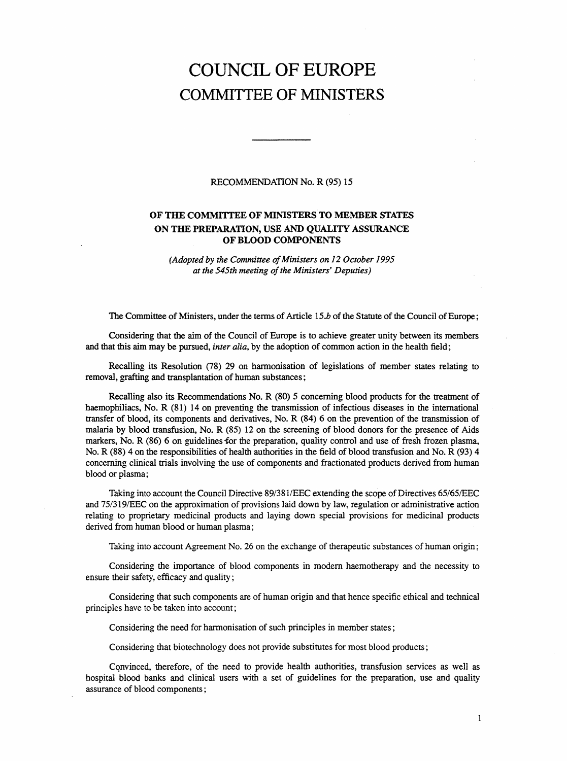# COUNCIL OF EUROPE
## COMMITTEE OF MINISTERS

---

RECOMMENDATION No. R (95) 15

### OF THE COMMITTEE OF MINISTERS TO MEMBER STATES ON THE PREPARATION, USE AND QUALITY ASSURANCE OF BLOOD COMPONENTS

*(Adopted by the Committee of Ministers on 12 October 1995 at the 545th meeting of the Ministers' Deputies)*

The Committee of Ministers, under the terms of Article 15.*b* of the Statute of the Council of Europe;

Considering that the aim of the Council of Europe is to achieve greater unity between its members and that this aim may be pursued, *inter alia*, by the adoption of common action in the health field;

Recalling its Resolution (78) 29 on harmonisation of legislations of member states relating to removal, grafting and transplantation of human substances;

Recalling also its Recommendations No. R (80) 5 concerning blood products for the treatment of haemophiliacs, No. R (81) 14 on preventing the transmission of infectious diseases in the international transfer of blood, its components and derivatives, No. R (84) 6 on the prevention of the transmission of malaria by blood transfusion, No. R (85) 12 on the screening of blood donors for the presence of Aids markers, No. R (86) 6 on guidelines for the preparation, quality control and use of fresh frozen plasma, No. R (88) 4 on the responsibilities of health authorities in the field of blood transfusion and No. R (93) 4 concerning clinical trials involving the use of components and fractionated products derived from human blood or plasma;

Taking into account the Council Directive 89/381/EEC extending the scope of Directives 65/65/EEC and 75/319/EEC on the approximation of provisions laid down by law, regulation or administrative action relating to proprietary medicinal products and laying down special provisions for medicinal products derived from human blood or human plasma;

Taking into account Agreement No. 26 on the exchange of therapeutic substances of human origin;

Considering the importance of blood components in modern haemotherapy and the necessity to ensure their safety, efficacy and quality;

Considering that such components are of human origin and that hence specific ethical and technical principles have to be taken into account;

Considering the need for harmonisation of such principles in member states;

Considering that biotechnology does not provide substitutes for most blood products;

Convinced, therefore, of the need to provide health authorities, transfusion services as well as hospital blood banks and clinical users with a set of guidelines for the preparation, use and quality assurance of blood components;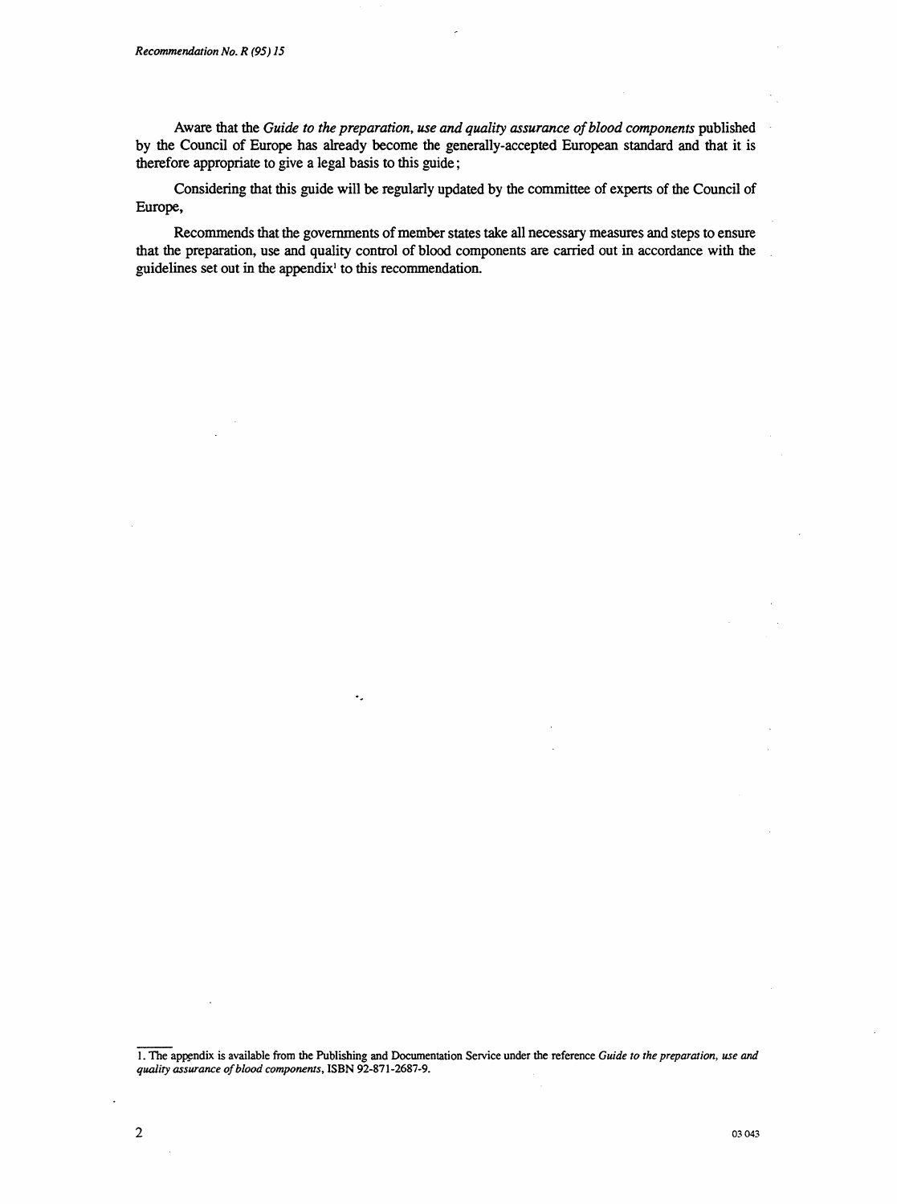Aware that the *Guide to the preparation, use and quality assurance of blood components* published by the Council of Europe has already become the generally-accepted European standard and that it is therefore appropriate to give a legal basis to this guide;

Considering that this guide will be regularly updated by the committee of experts of the Council of Europe,

Recommends that the governments of member states take all necessary measures and steps to ensure that the preparation, use and quality control of blood components are carried out in accordance with the guidelines set out in the appendix[1] to this recommendation.

1. The appendix is available from the Publishing and Documentation Service under the reference *Guide to the preparation, use and quality assurance of blood components*, ISBN 92-871-2687-9.